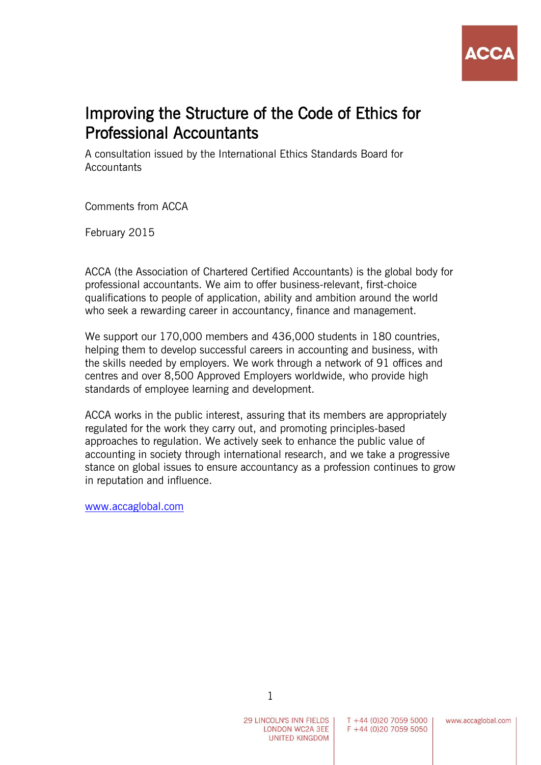# Improving the Structure of the Code of Ethics for Professional Accountants

A consultation issued by the International Ethics Standards Board for Accountants

Comments from ACCA

February 2015

ACCA (the Association of Chartered Certified Accountants) is the global body for professional accountants. We aim to offer business-relevant, first-choice qualifications to people of application, ability and ambition around the world who seek a rewarding career in accountancy, finance and management.

We support our 170,000 members and 436,000 students in 180 countries, helping them to develop successful careers in accounting and business, with the skills needed by employers. We work through a network of 91 offices and centres and over 8,500 Approved Employers worldwide, who provide high standards of employee learning and development.

ACCA works in the public interest, assuring that its members are appropriately regulated for the work they carry out, and promoting principles-based approaches to regulation. We actively seek to enhance the public value of accounting in society through international research, and we take a progressive stance on global issues to ensure accountancy as a profession continues to grow in reputation and influence.

www.accaglobal.com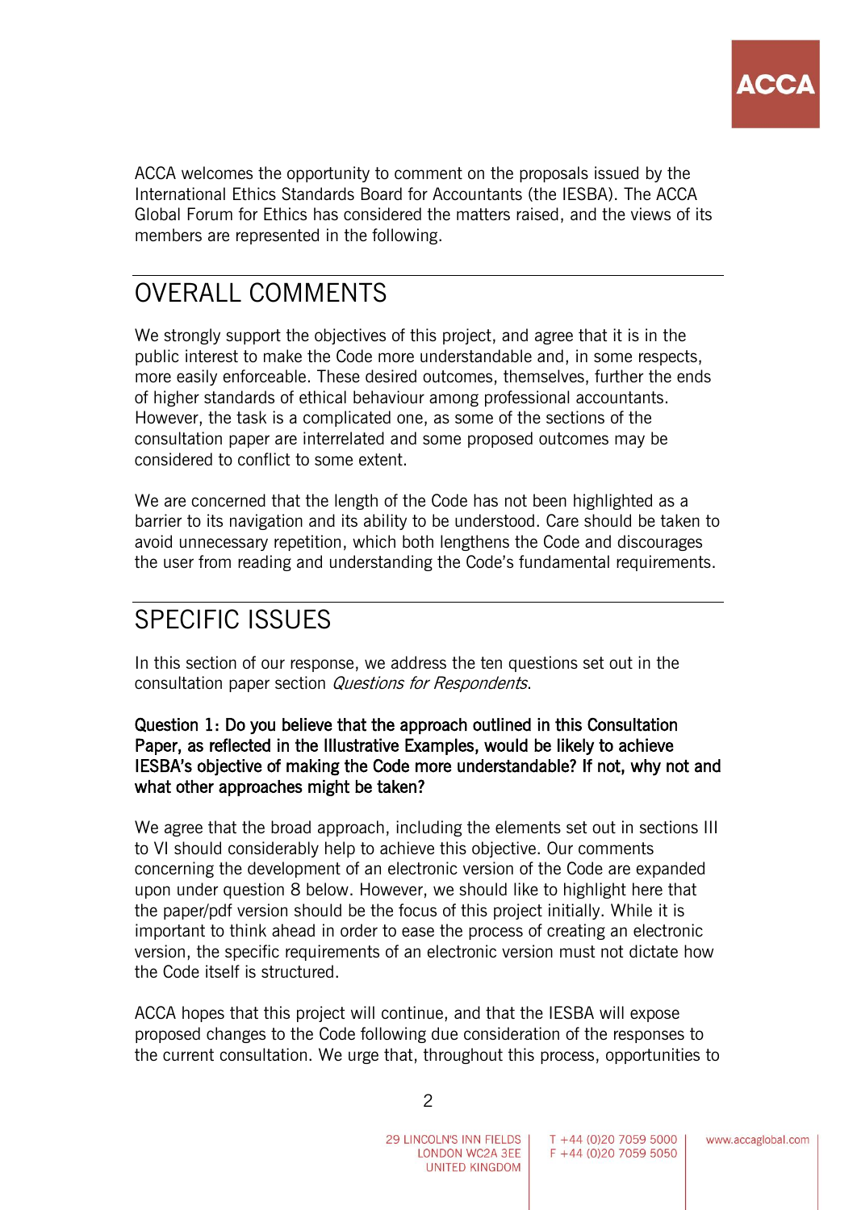ACCA welcomes the opportunity to comment on the proposals issued by the International Ethics Standards Board for Accountants (the IESBA). The ACCA Global Forum for Ethics has considered the matters raised, and the views of its members are represented in the following.

## OVERALL COMMENTS

We strongly support the objectives of this project, and agree that it is in the public interest to make the Code more understandable and, in some respects, more easily enforceable. These desired outcomes, themselves, further the ends of higher standards of ethical behaviour among professional accountants. However, the task is a complicated one, as some of the sections of the consultation paper are interrelated and some proposed outcomes may be considered to conflict to some extent.

We are concerned that the length of the Code has not been highlighted as a barrier to its navigation and its ability to be understood. Care should be taken to avoid unnecessary repetition, which both lengthens the Code and discourages the user from reading and understanding the Code's fundamental requirements.

## SPECIFIC ISSUES

In this section of our response, we address the ten questions set out in the consultation paper section *Questions for Respondents*.

**Question 1: Do you believe that the approach outlined in this Consultation Paper, as reflected in the Illustrative Examples, would be likely to achieve IESBA's objective of making the Code more understandable? If not, why not and what other approaches might be taken?**

We agree that the broad approach, including the elements set out in sections III to VI should considerably help to achieve this objective. Our comments concerning the development of an electronic version of the Code are expanded upon under question 8 below. However, we should like to highlight here that the paper/pdf version should be the focus of this project initially. While it is important to think ahead in order to ease the process of creating an electronic version, the specific requirements of an electronic version must not dictate how the Code itself is structured.

ACCA hopes that this project will continue, and that the IESBA will expose proposed changes to the Code following due consideration of the responses to the current consultation. We urge that, throughout this process, opportunities to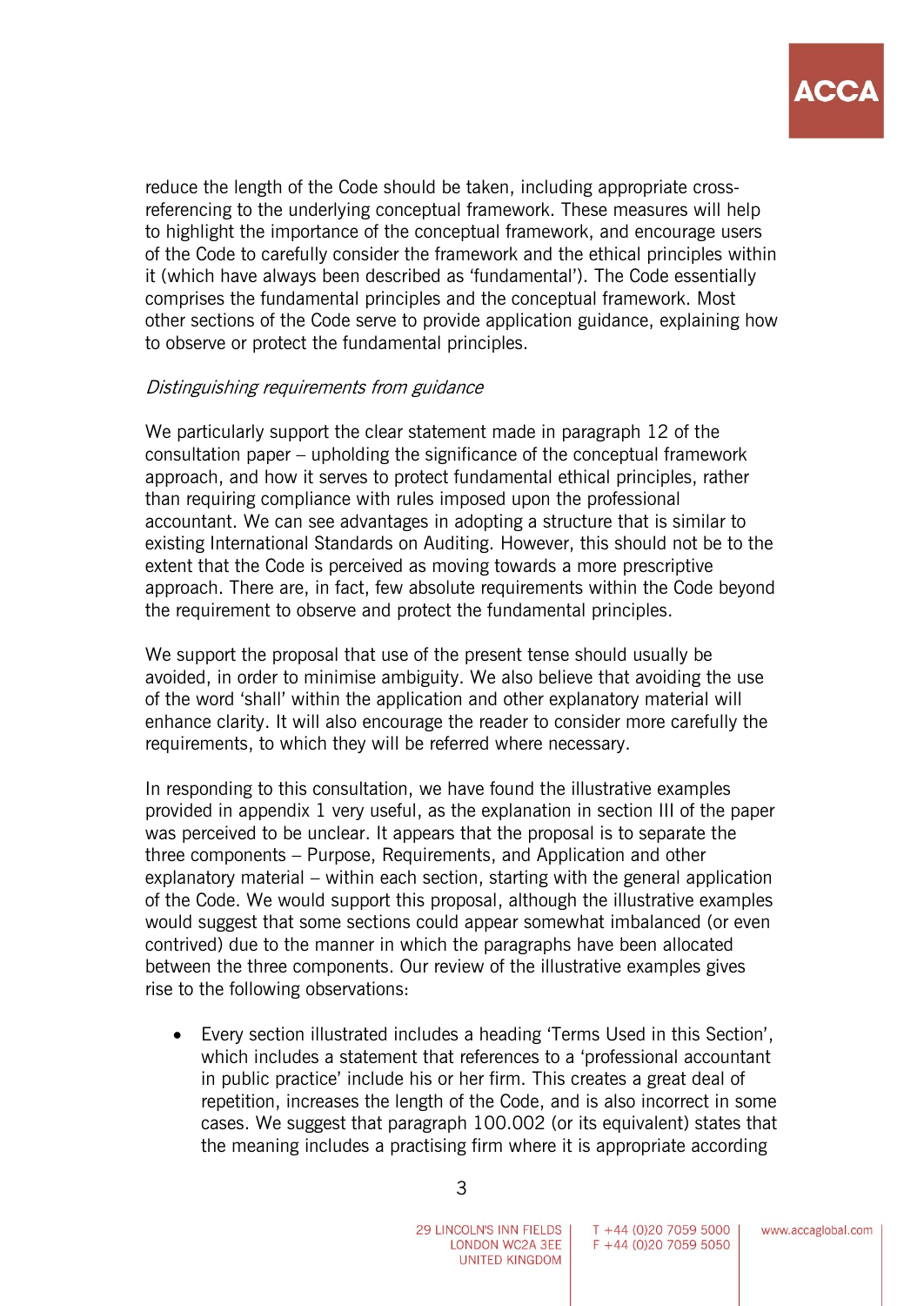reduce the length of the Code should be taken, including appropriate cross-referencing to the underlying conceptual framework. These measures will help to highlight the importance of the conceptual framework, and encourage users of the Code to carefully consider the framework and the ethical principles within it (which have always been described as 'fundamental'). The Code essentially comprises the fundamental principles and the conceptual framework. Most other sections of the Code serve to provide application guidance, explaining how to observe or protect the fundamental principles.

*Distinguishing requirements from guidance*

We particularly support the clear statement made in paragraph 12 of the consultation paper – upholding the significance of the conceptual framework approach, and how it serves to protect fundamental ethical principles, rather than requiring compliance with rules imposed upon the professional accountant. We can see advantages in adopting a structure that is similar to existing International Standards on Auditing. However, this should not be to the extent that the Code is perceived as moving towards a more prescriptive approach. There are, in fact, few absolute requirements within the Code beyond the requirement to observe and protect the fundamental principles.

We support the proposal that use of the present tense should usually be avoided, in order to minimise ambiguity. We also believe that avoiding the use of the word 'shall' within the application and other explanatory material will enhance clarity. It will also encourage the reader to consider more carefully the requirements, to which they will be referred where necessary.

In responding to this consultation, we have found the illustrative examples provided in appendix 1 very useful, as the explanation in section III of the paper was perceived to be unclear. It appears that the proposal is to separate the three components – Purpose, Requirements, and Application and other explanatory material – within each section, starting with the general application of the Code. We would support this proposal, although the illustrative examples would suggest that some sections could appear somewhat imbalanced (or even contrived) due to the manner in which the paragraphs have been allocated between the three components. Our review of the illustrative examples gives rise to the following observations:

- Every section illustrated includes a heading 'Terms Used in this Section', which includes a statement that references to a 'professional accountant in public practice' include his or her firm. This creates a great deal of repetition, increases the length of the Code, and is also incorrect in some cases. We suggest that paragraph 100.002 (or its equivalent) states that the meaning includes a practising firm where it is appropriate according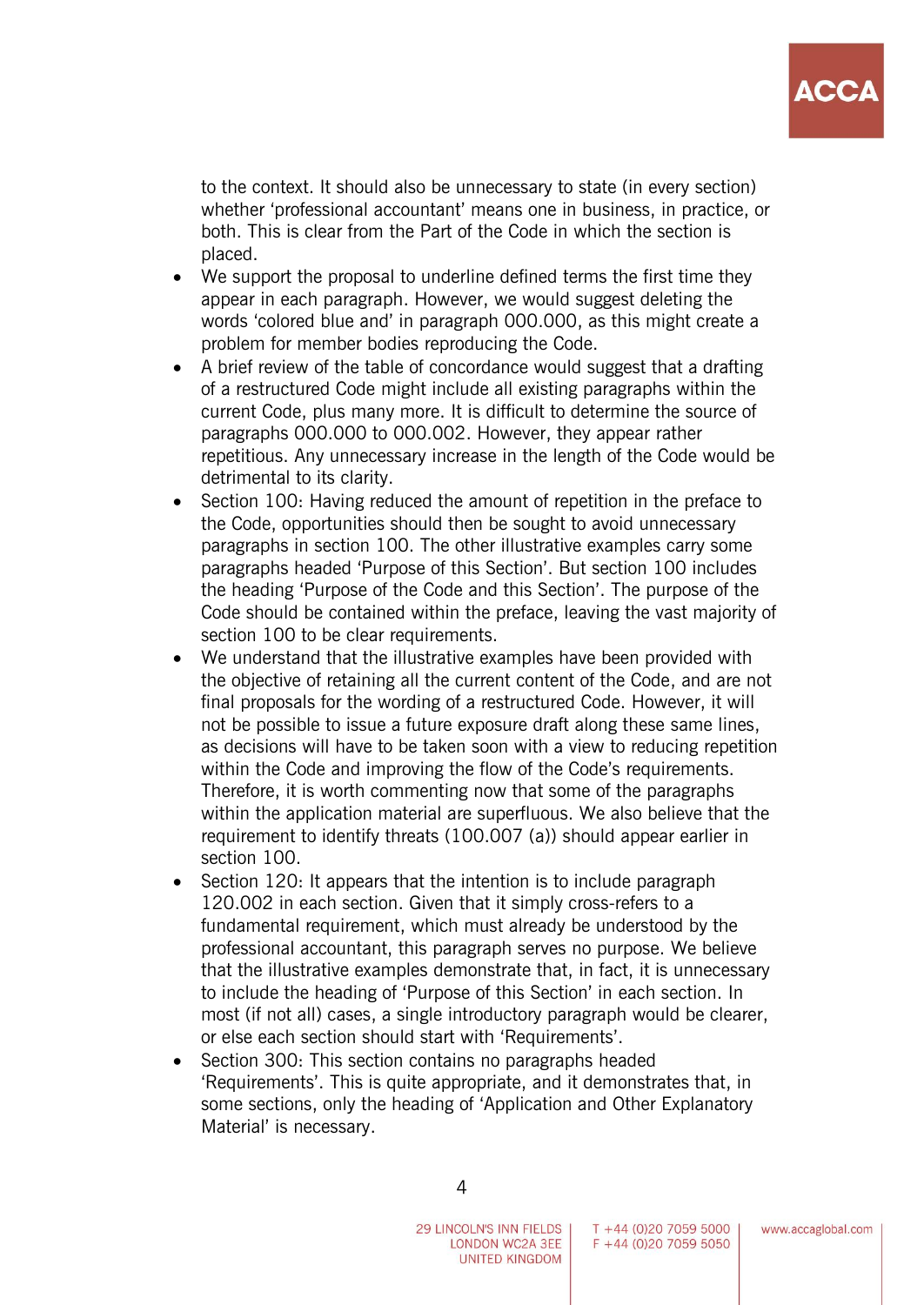to the context. It should also be unnecessary to state (in every section) whether 'professional accountant' means one in business, in practice, or both. This is clear from the Part of the Code in which the section is placed.

- We support the proposal to underline defined terms the first time they appear in each paragraph. However, we would suggest deleting the words 'colored blue and' in paragraph 000.000, as this might create a problem for member bodies reproducing the Code.
- A brief review of the table of concordance would suggest that a drafting of a restructured Code might include all existing paragraphs within the current Code, plus many more. It is difficult to determine the source of paragraphs 000.000 to 000.002. However, they appear rather repetitious. Any unnecessary increase in the length of the Code would be detrimental to its clarity.
- Section 100: Having reduced the amount of repetition in the preface to the Code, opportunities should then be sought to avoid unnecessary paragraphs in section 100. The other illustrative examples carry some paragraphs headed 'Purpose of this Section'. But section 100 includes the heading 'Purpose of the Code and this Section'. The purpose of the Code should be contained within the preface, leaving the vast majority of section 100 to be clear requirements.
- We understand that the illustrative examples have been provided with the objective of retaining all the current content of the Code, and are not final proposals for the wording of a restructured Code. However, it will not be possible to issue a future exposure draft along these same lines, as decisions will have to be taken soon with a view to reducing repetition within the Code and improving the flow of the Code's requirements. Therefore, it is worth commenting now that some of the paragraphs within the application material are superfluous. We also believe that the requirement to identify threats (100.007 (a)) should appear earlier in section 100.
- Section 120: It appears that the intention is to include paragraph 120.002 in each section. Given that it simply cross-refers to a fundamental requirement, which must already be understood by the professional accountant, this paragraph serves no purpose. We believe that the illustrative examples demonstrate that, in fact, it is unnecessary to include the heading of 'Purpose of this Section' in each section. In most (if not all) cases, a single introductory paragraph would be clearer, or else each section should start with 'Requirements'.
- Section 300: This section contains no paragraphs headed 'Requirements'. This is quite appropriate, and it demonstrates that, in some sections, only the heading of 'Application and Other Explanatory Material' is necessary.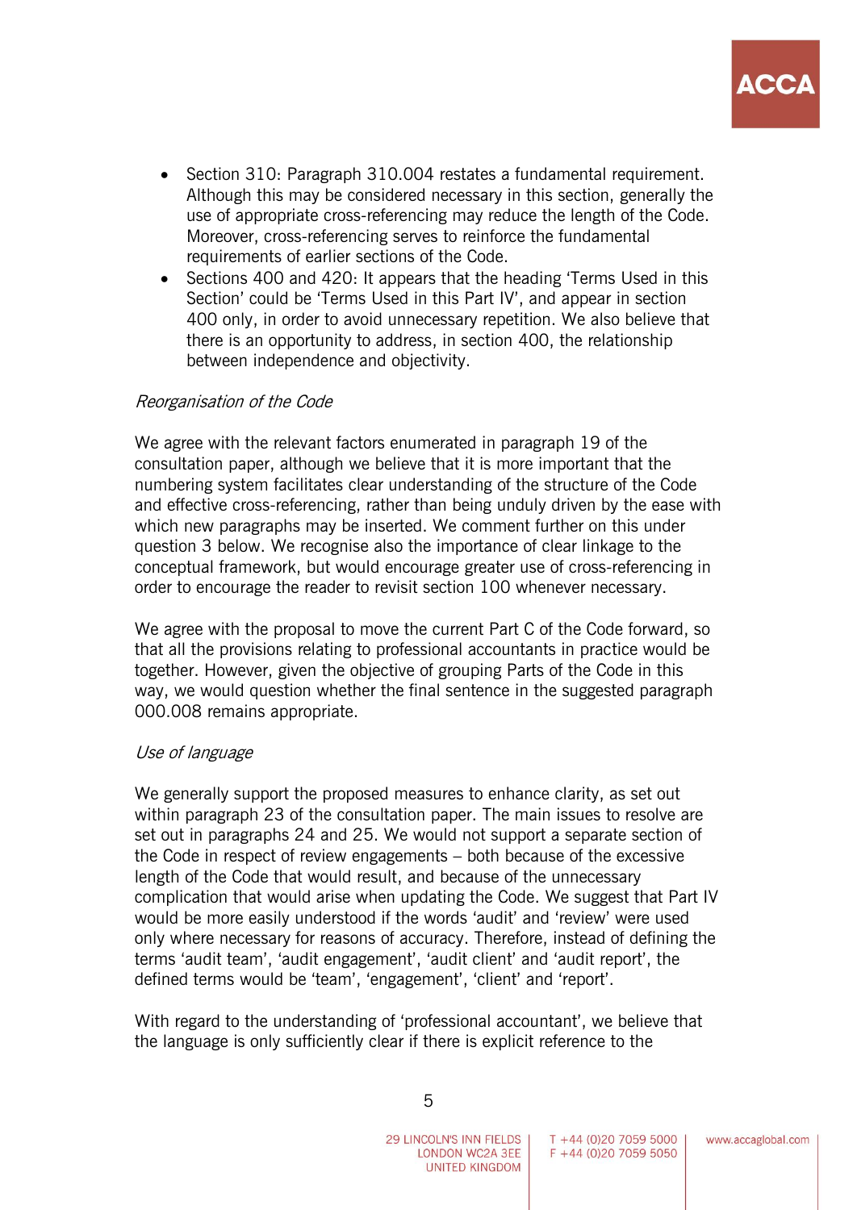- Section 310: Paragraph 310.004 restates a fundamental requirement. Although this may be considered necessary in this section, generally the use of appropriate cross-referencing may reduce the length of the Code. Moreover, cross-referencing serves to reinforce the fundamental requirements of earlier sections of the Code.
- Sections 400 and 420: It appears that the heading 'Terms Used in this Section' could be 'Terms Used in this Part IV', and appear in section 400 only, in order to avoid unnecessary repetition. We also believe that there is an opportunity to address, in section 400, the relationship between independence and objectivity.

*Reorganisation of the Code*

We agree with the relevant factors enumerated in paragraph 19 of the consultation paper, although we believe that it is more important that the numbering system facilitates clear understanding of the structure of the Code and effective cross-referencing, rather than being unduly driven by the ease with which new paragraphs may be inserted. We comment further on this under question 3 below. We recognise also the importance of clear linkage to the conceptual framework, but would encourage greater use of cross-referencing in order to encourage the reader to revisit section 100 whenever necessary.

We agree with the proposal to move the current Part C of the Code forward, so that all the provisions relating to professional accountants in practice would be together. However, given the objective of grouping Parts of the Code in this way, we would question whether the final sentence in the suggested paragraph 000.008 remains appropriate.

*Use of language*

We generally support the proposed measures to enhance clarity, as set out within paragraph 23 of the consultation paper. The main issues to resolve are set out in paragraphs 24 and 25. We would not support a separate section of the Code in respect of review engagements – both because of the excessive length of the Code that would result, and because of the unnecessary complication that would arise when updating the Code. We suggest that Part IV would be more easily understood if the words 'audit' and 'review' were used only where necessary for reasons of accuracy. Therefore, instead of defining the terms 'audit team', 'audit engagement', 'audit client' and 'audit report', the defined terms would be 'team', 'engagement', 'client' and 'report'.

With regard to the understanding of 'professional accountant', we believe that the language is only sufficiently clear if there is explicit reference to the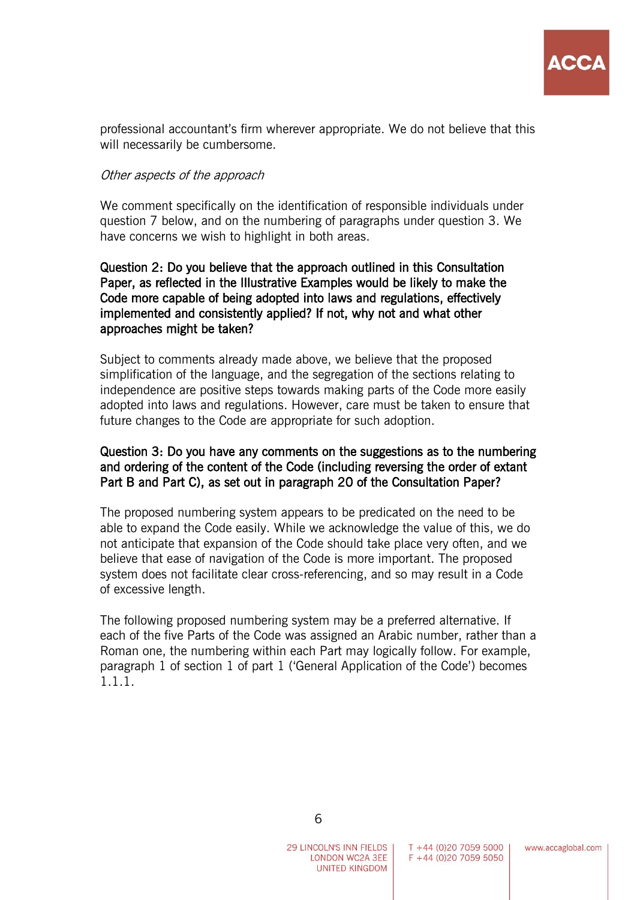professional accountant's firm wherever appropriate. We do not believe that this will necessarily be cumbersome.

*Other aspects of the approach*

We comment specifically on the identification of responsible individuals under question 7 below, and on the numbering of paragraphs under question 3. We have concerns we wish to highlight in both areas.

**Question 2: Do you believe that the approach outlined in this Consultation Paper, as reflected in the Illustrative Examples would be likely to make the Code more capable of being adopted into laws and regulations, effectively implemented and consistently applied? If not, why not and what other approaches might be taken?**

Subject to comments already made above, we believe that the proposed simplification of the language, and the segregation of the sections relating to independence are positive steps towards making parts of the Code more easily adopted into laws and regulations. However, care must be taken to ensure that future changes to the Code are appropriate for such adoption.

**Question 3: Do you have any comments on the suggestions as to the numbering and ordering of the content of the Code (including reversing the order of extant Part B and Part C), as set out in paragraph 20 of the Consultation Paper?**

The proposed numbering system appears to be predicated on the need to be able to expand the Code easily. While we acknowledge the value of this, we do not anticipate that expansion of the Code should take place very often, and we believe that ease of navigation of the Code is more important. The proposed system does not facilitate clear cross-referencing, and so may result in a Code of excessive length.

The following proposed numbering system may be a preferred alternative. If each of the five Parts of the Code was assigned an Arabic number, rather than a Roman one, the numbering within each Part may logically follow. For example, paragraph 1 of section 1 of part 1 ('General Application of the Code') becomes 1.1.1.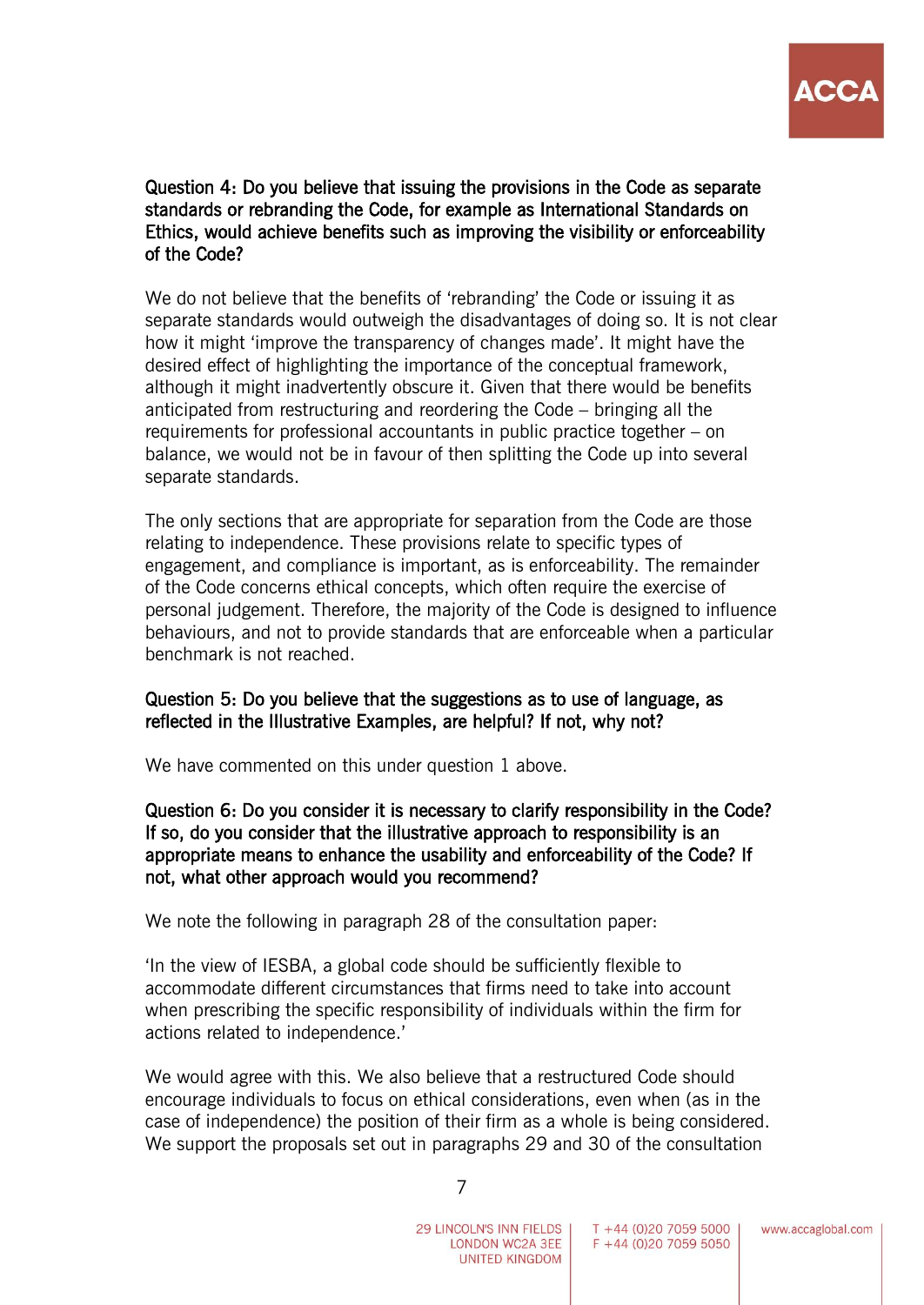**Question 4: Do you believe that issuing the provisions in the Code as separate standards or rebranding the Code, for example as International Standards on Ethics, would achieve benefits such as improving the visibility or enforceability of the Code?**

We do not believe that the benefits of 'rebranding' the Code or issuing it as separate standards would outweigh the disadvantages of doing so. It is not clear how it might 'improve the transparency of changes made'. It might have the desired effect of highlighting the importance of the conceptual framework, although it might inadvertently obscure it. Given that there would be benefits anticipated from restructuring and reordering the Code – bringing all the requirements for professional accountants in public practice together – on balance, we would not be in favour of then splitting the Code up into several separate standards.

The only sections that are appropriate for separation from the Code are those relating to independence. These provisions relate to specific types of engagement, and compliance is important, as is enforceability. The remainder of the Code concerns ethical concepts, which often require the exercise of personal judgement. Therefore, the majority of the Code is designed to influence behaviours, and not to provide standards that are enforceable when a particular benchmark is not reached.

**Question 5: Do you believe that the suggestions as to use of language, as reflected in the Illustrative Examples, are helpful? If not, why not?**

We have commented on this under question 1 above.

**Question 6: Do you consider it is necessary to clarify responsibility in the Code? If so, do you consider that the illustrative approach to responsibility is an appropriate means to enhance the usability and enforceability of the Code? If not, what other approach would you recommend?**

We note the following in paragraph 28 of the consultation paper:

'In the view of IESBA, a global code should be sufficiently flexible to accommodate different circumstances that firms need to take into account when prescribing the specific responsibility of individuals within the firm for actions related to independence.'

We would agree with this. We also believe that a restructured Code should encourage individuals to focus on ethical considerations, even when (as in the case of independence) the position of their firm as a whole is being considered. We support the proposals set out in paragraphs 29 and 30 of the consultation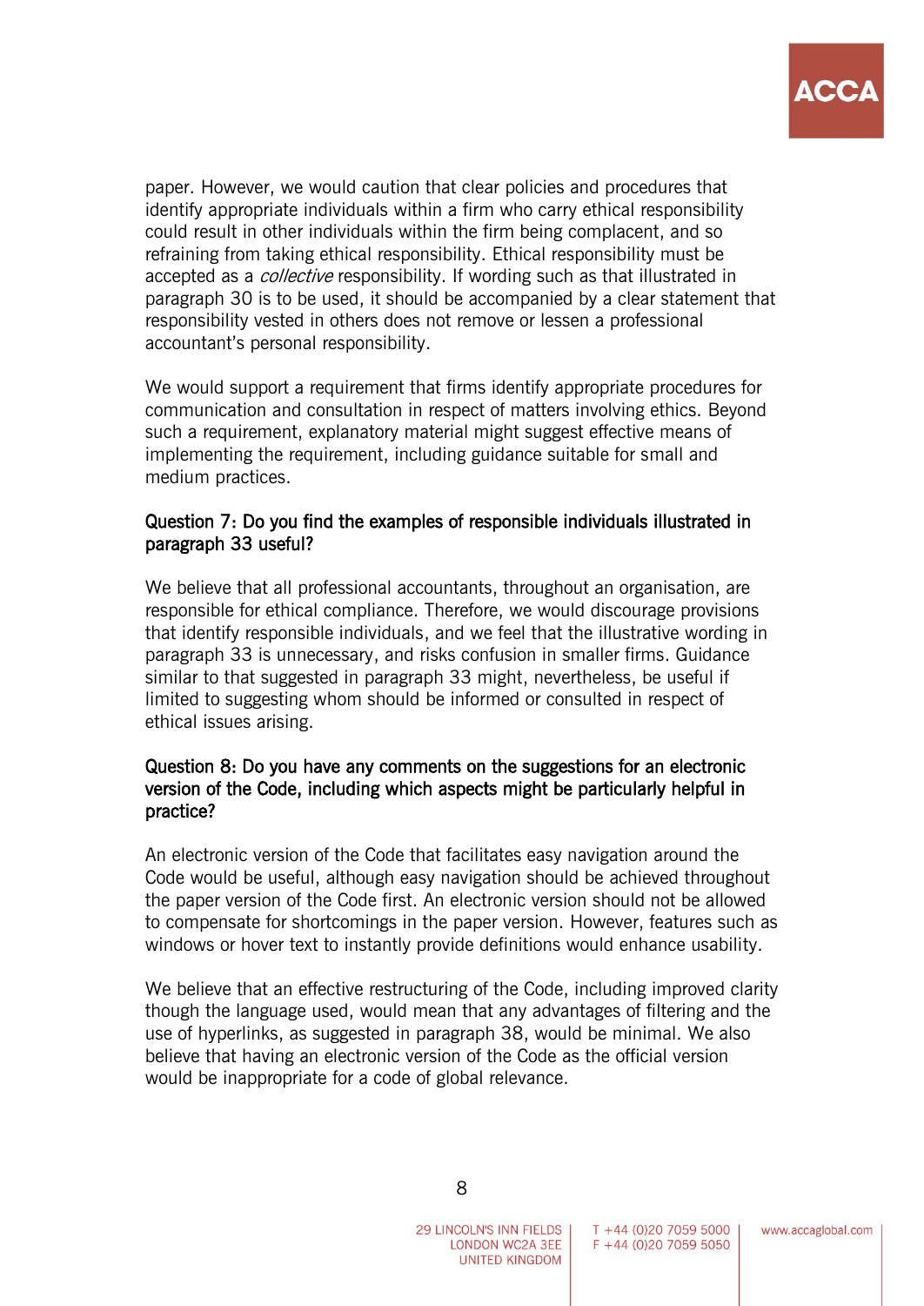paper. However, we would caution that clear policies and procedures that identify appropriate individuals within a firm who carry ethical responsibility could result in other individuals within the firm being complacent, and so refraining from taking ethical responsibility. Ethical responsibility must be accepted as a *collective* responsibility. If wording such as that illustrated in paragraph 30 is to be used, it should be accompanied by a clear statement that responsibility vested in others does not remove or lessen a professional accountant's personal responsibility.

We would support a requirement that firms identify appropriate procedures for communication and consultation in respect of matters involving ethics. Beyond such a requirement, explanatory material might suggest effective means of implementing the requirement, including guidance suitable for small and medium practices.

### Question 7: Do you find the examples of responsible individuals illustrated in paragraph 33 useful?

We believe that all professional accountants, throughout an organisation, are responsible for ethical compliance. Therefore, we would discourage provisions that identify responsible individuals, and we feel that the illustrative wording in paragraph 33 is unnecessary, and risks confusion in smaller firms. Guidance similar to that suggested in paragraph 33 might, nevertheless, be useful if limited to suggesting whom should be informed or consulted in respect of ethical issues arising.

### Question 8: Do you have any comments on the suggestions for an electronic version of the Code, including which aspects might be particularly helpful in practice?

An electronic version of the Code that facilitates easy navigation around the Code would be useful, although easy navigation should be achieved throughout the paper version of the Code first. An electronic version should not be allowed to compensate for shortcomings in the paper version. However, features such as windows or hover text to instantly provide definitions would enhance usability.

We believe that an effective restructuring of the Code, including improved clarity though the language used, would mean that any advantages of filtering and the use of hyperlinks, as suggested in paragraph 38, would be minimal. We also believe that having an electronic version of the Code as the official version would be inappropriate for a code of global relevance.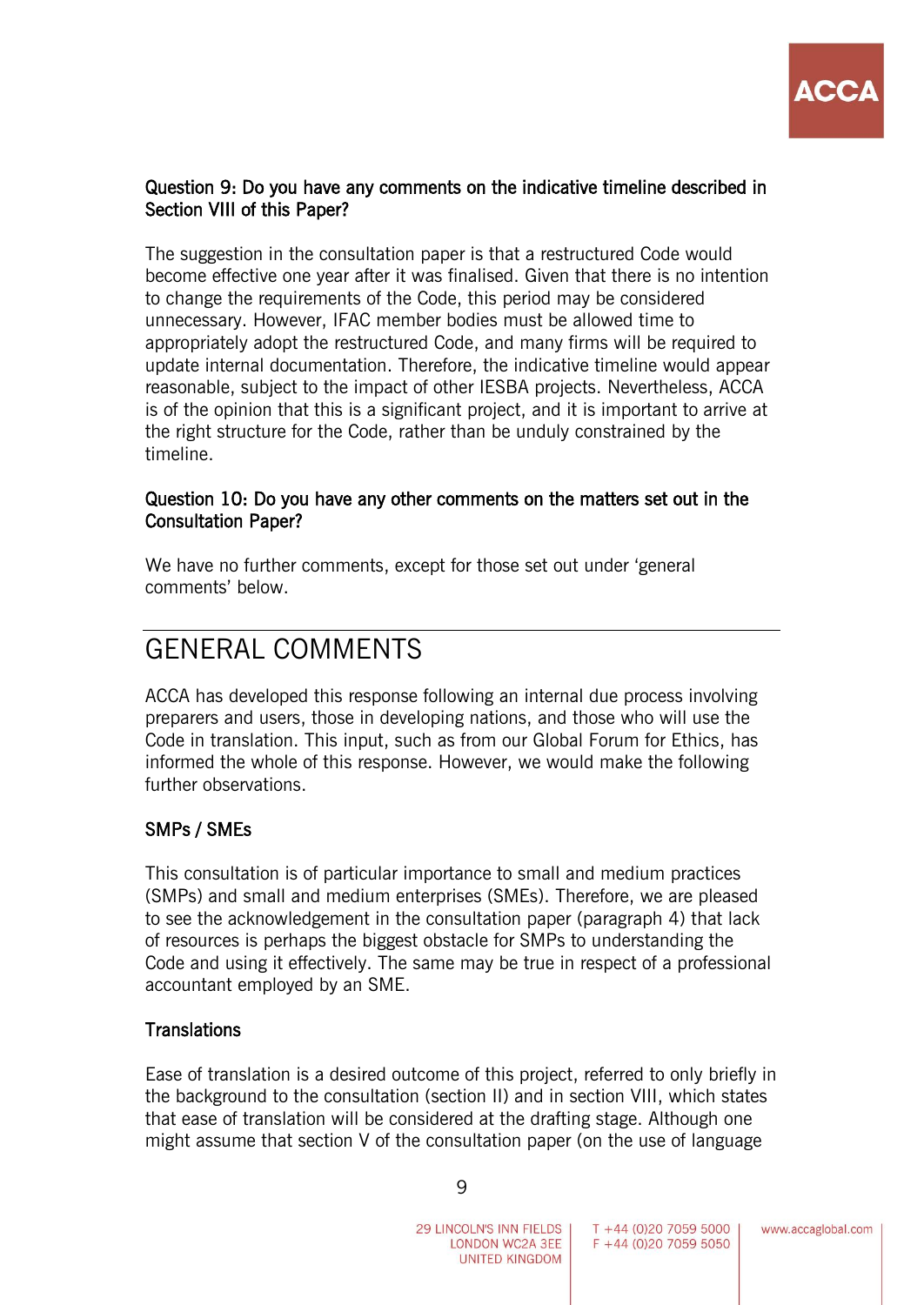**Question 9: Do you have any comments on the indicative timeline described in Section VIII of this Paper?**

The suggestion in the consultation paper is that a restructured Code would become effective one year after it was finalised. Given that there is no intention to change the requirements of the Code, this period may be considered unnecessary. However, IFAC member bodies must be allowed time to appropriately adopt the restructured Code, and many firms will be required to update internal documentation. Therefore, the indicative timeline would appear reasonable, subject to the impact of other IESBA projects. Nevertheless, ACCA is of the opinion that this is a significant project, and it is important to arrive at the right structure for the Code, rather than be unduly constrained by the timeline.

**Question 10: Do you have any other comments on the matters set out in the Consultation Paper?**

We have no further comments, except for those set out under 'general comments' below.

# GENERAL COMMENTS

ACCA has developed this response following an internal due process involving preparers and users, those in developing nations, and those who will use the Code in translation. This input, such as from our Global Forum for Ethics, has informed the whole of this response. However, we would make the following further observations.

### SMPs / SMEs

This consultation is of particular importance to small and medium practices (SMPs) and small and medium enterprises (SMEs). Therefore, we are pleased to see the acknowledgement in the consultation paper (paragraph 4) that lack of resources is perhaps the biggest obstacle for SMPs to understanding the Code and using it effectively. The same may be true in respect of a professional accountant employed by an SME.

### Translations

Ease of translation is a desired outcome of this project, referred to only briefly in the background to the consultation (section II) and in section VIII, which states that ease of translation will be considered at the drafting stage. Although one might assume that section V of the consultation paper (on the use of language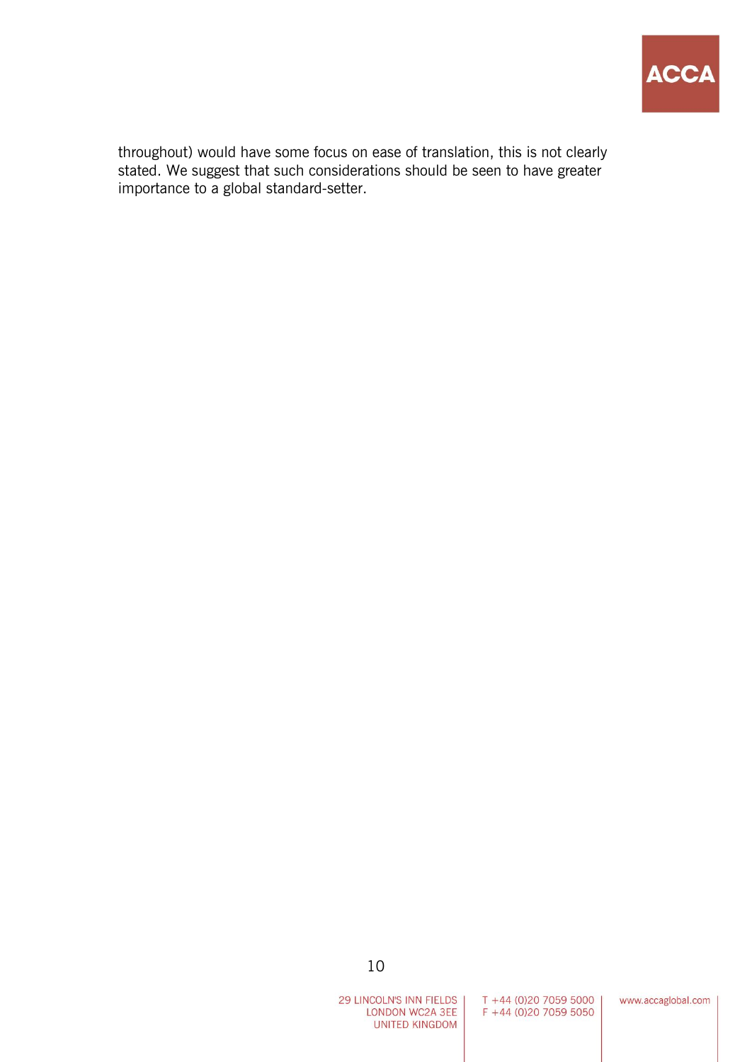throughout) would have some focus on ease of translation, this is not clearly stated. We suggest that such considerations should be seen to have greater importance to a global standard-setter.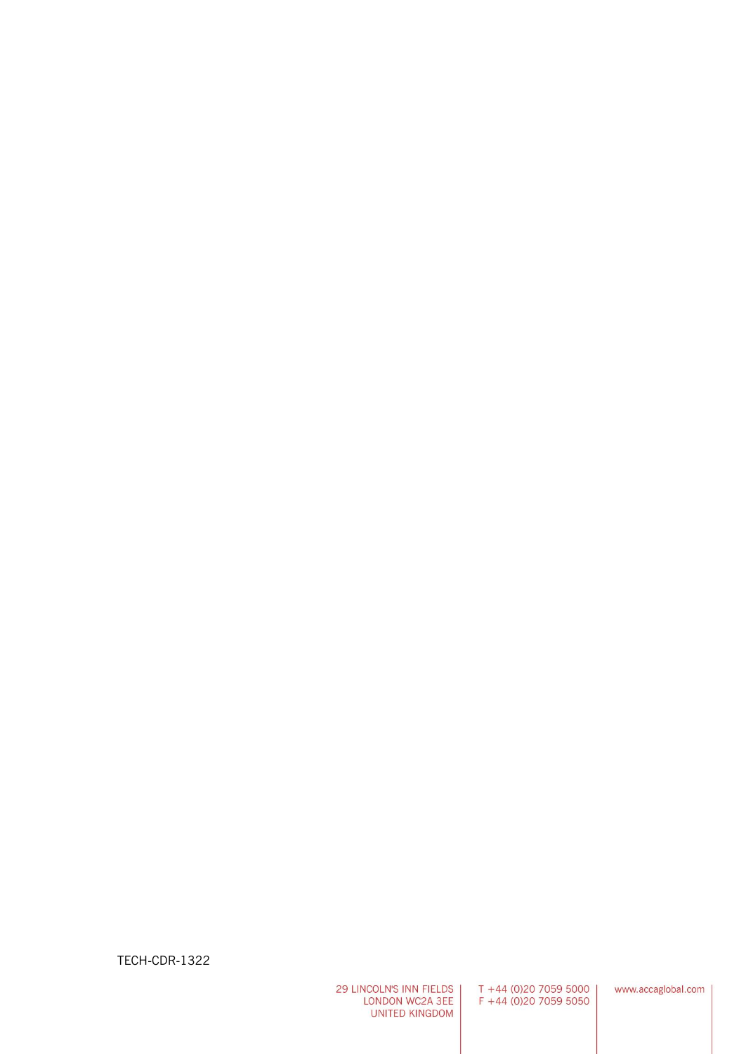TECH-CDR-1322

29 LINCOLN'S INN FIELDS
LONDON WC2A 3EE
UNITED KINGDOM

T +44 (0)20 7059 5000
F +44 (0)20 7059 5050

www.accaglobal.com